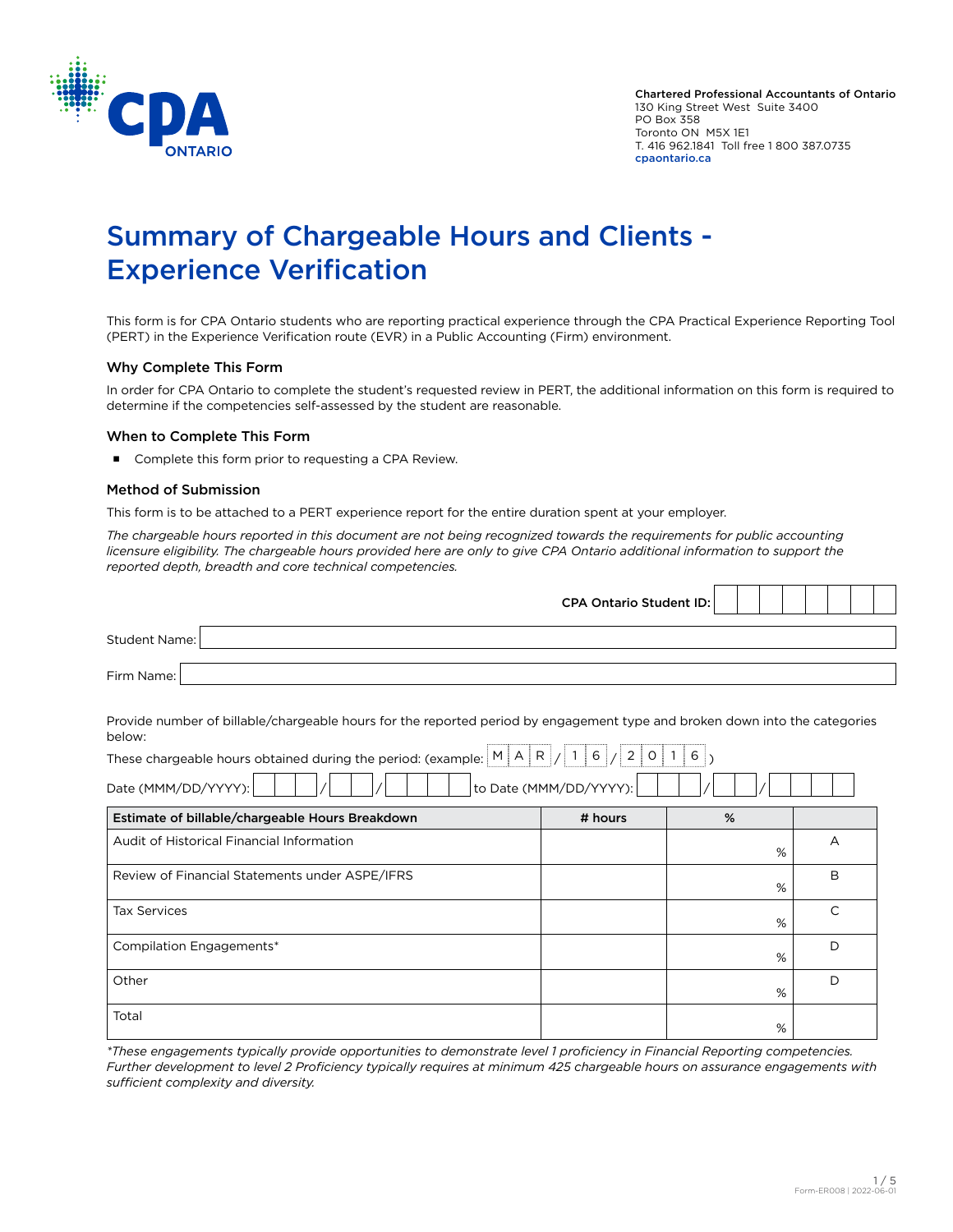Chartered Professional Accountants of Ontario
130 King Street West Suite 3400
PO Box 358
Toronto ON M5X 1E1
T. 416 962.1841 Toll free 1 800 387.0735
cpaontario.ca

# Summary of Chargeable Hours and Clients - Experience Verification

This form is for CPA Ontario students who are reporting practical experience through the CPA Practical Experience Reporting Tool (PERT) in the Experience Verification route (EVR) in a Public Accounting (Firm) environment.

### Why Complete This Form

In order for CPA Ontario to complete the student's requested review in PERT, the additional information on this form is required to determine if the competencies self-assessed by the student are reasonable.

### When to Complete This Form

- Complete this form prior to requesting a CPA Review.

### Method of Submission

This form is to be attached to a PERT experience report for the entire duration spent at your employer.

*The chargeable hours reported in this document are not being recognized towards the requirements for public accounting licensure eligibility. The chargeable hours provided here are only to give CPA Ontario additional information to support the reported depth, breadth and core technical competencies.*

**CPA Ontario Student ID:** ______________

Student Name: ______________

Firm Name: ______________

Provide number of billable/chargeable hours for the reported period by engagement type and broken down into the categories below:

These chargeable hours obtained during the period: (example: M A R / 1 6 / 2 0 1 6 )

Date (MMM/DD/YYYY): ___ / __ / ____ to Date (MMM/DD/YYYY): ___ / __ / ____

| Estimate of billable/chargeable Hours Breakdown | # hours | % | |
|---|---|---|---|
| Audit of Historical Financial Information | | % | A |
| Review of Financial Statements under ASPE/IFRS | | % | B |
| Tax Services | | % | C |
| Compilation Engagements* | | % | D |
| Other | | % | D |
| Total | | % | |

*\*These engagements typically provide opportunities to demonstrate level 1 proficiency in Financial Reporting competencies. Further development to level 2 Proficiency typically requires at minimum 425 chargeable hours on assurance engagements with sufficient complexity and diversity.*

Form-ER008 | 2022-06-01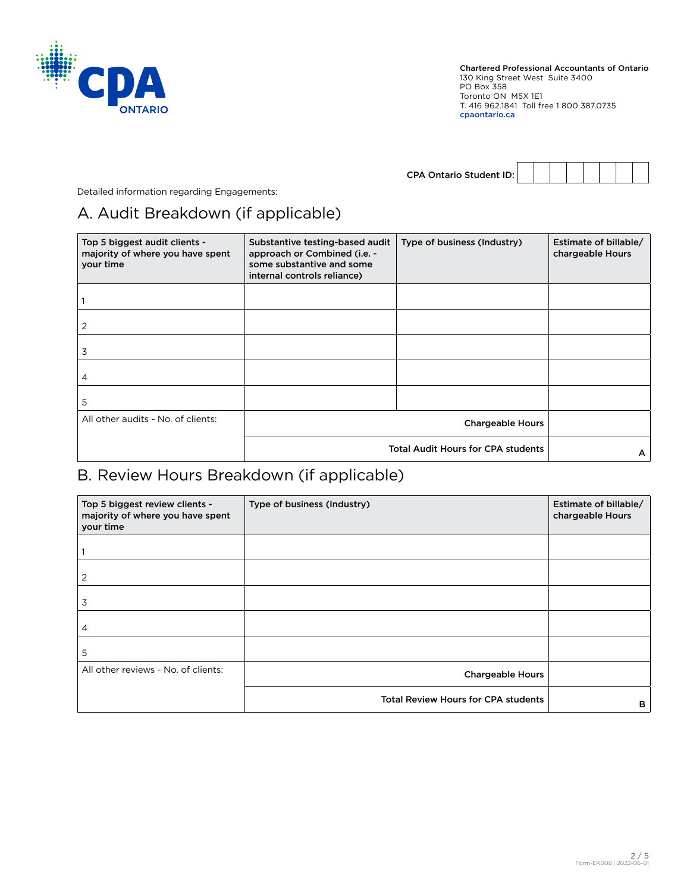**Chartered Professional Accountants of Ontario**
130 King Street West Suite 3400
PO Box 358
Toronto ON M5X 1E1
T. 416 962.1841 Toll free 1 800 387.0735
cpaontario.ca

**CPA Ontario Student ID:**

Detailed information regarding Engagements:

# A. Audit Breakdown (if applicable)

| **Top 5 biggest audit clients - majority of where you have spent your time** | **Substantive testing-based audit approach or Combined (i.e. - some substantive and some internal controls reliance)** | **Type of business (Industry)** | **Estimate of billable/ chargeable Hours** |
|---|---|---|---|
| 1 | | | |
| 2 | | | |
| 3 | | | |
| 4 | | | |
| 5 | | | |
| All other audits - No. of clients: | | **Chargeable Hours** | |
| | | **Total Audit Hours for CPA students** | A |

# B. Review Hours Breakdown (if applicable)

| **Top 5 biggest review clients - majority of where you have spent your time** | **Type of business (Industry)** | **Estimate of billable/ chargeable Hours** |
|---|---|---|
| 1 | | |
| 2 | | |
| 3 | | |
| 4 | | |
| 5 | | |
| All other reviews - No. of clients: | **Chargeable Hours** | |
| | **Total Review Hours for CPA students** | B |

Form-ER008 | 2022-06-01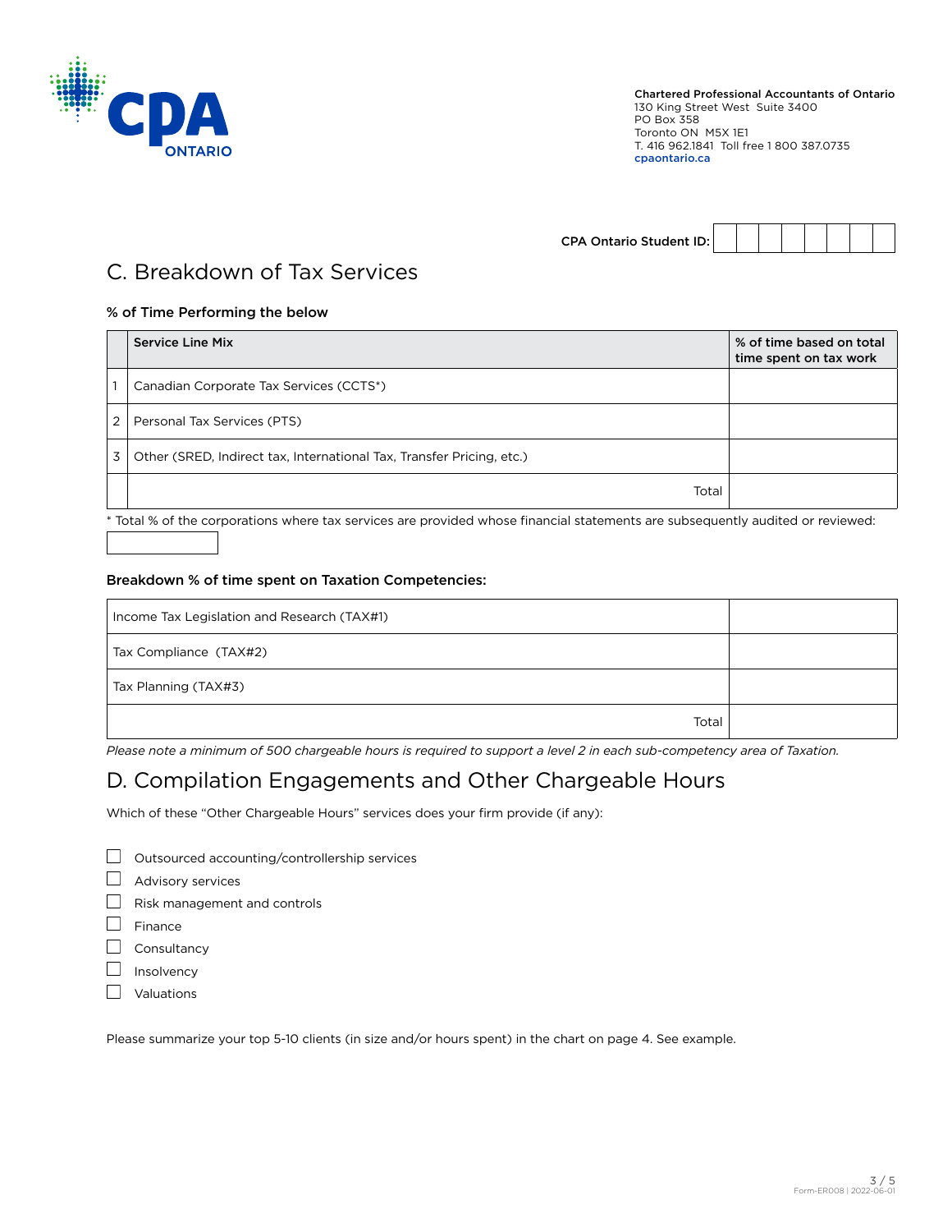CPA Ontario Student ID:

# C. Breakdown of Tax Services

**% of Time Performing the below**

| | **Service Line Mix** | **% of time based on total time spent on tax work** |
|---|---|---|
| 1 | Canadian Corporate Tax Services (CCTS*) | |
| 2 | Personal Tax Services (PTS) | |
| 3 | Other (SRED, Indirect tax, International Tax, Transfer Pricing, etc.) | |
| | Total | |

* Total % of the corporations where tax services are provided whose financial statements are subsequently audited or reviewed:

**Breakdown % of time spent on Taxation Competencies:**

| | |
|---|---|
| Income Tax Legislation and Research (TAX#1) | |
| Tax Compliance (TAX#2) | |
| Tax Planning (TAX#3) | |
| Total | |

*Please note a minimum of 500 chargeable hours is required to support a level 2 in each sub-competency area of Taxation.*

# D. Compilation Engagements and Other Chargeable Hours

Which of these "Other Chargeable Hours" services does your firm provide (if any):

- ☐ Outsourced accounting/controllership services
- ☐ Advisory services
- ☐ Risk management and controls
- ☐ Finance
- ☐ Consultancy
- ☐ Insolvency
- ☐ Valuations

Please summarize your top 5-10 clients (in size and/or hours spent) in the chart on page 4. See example.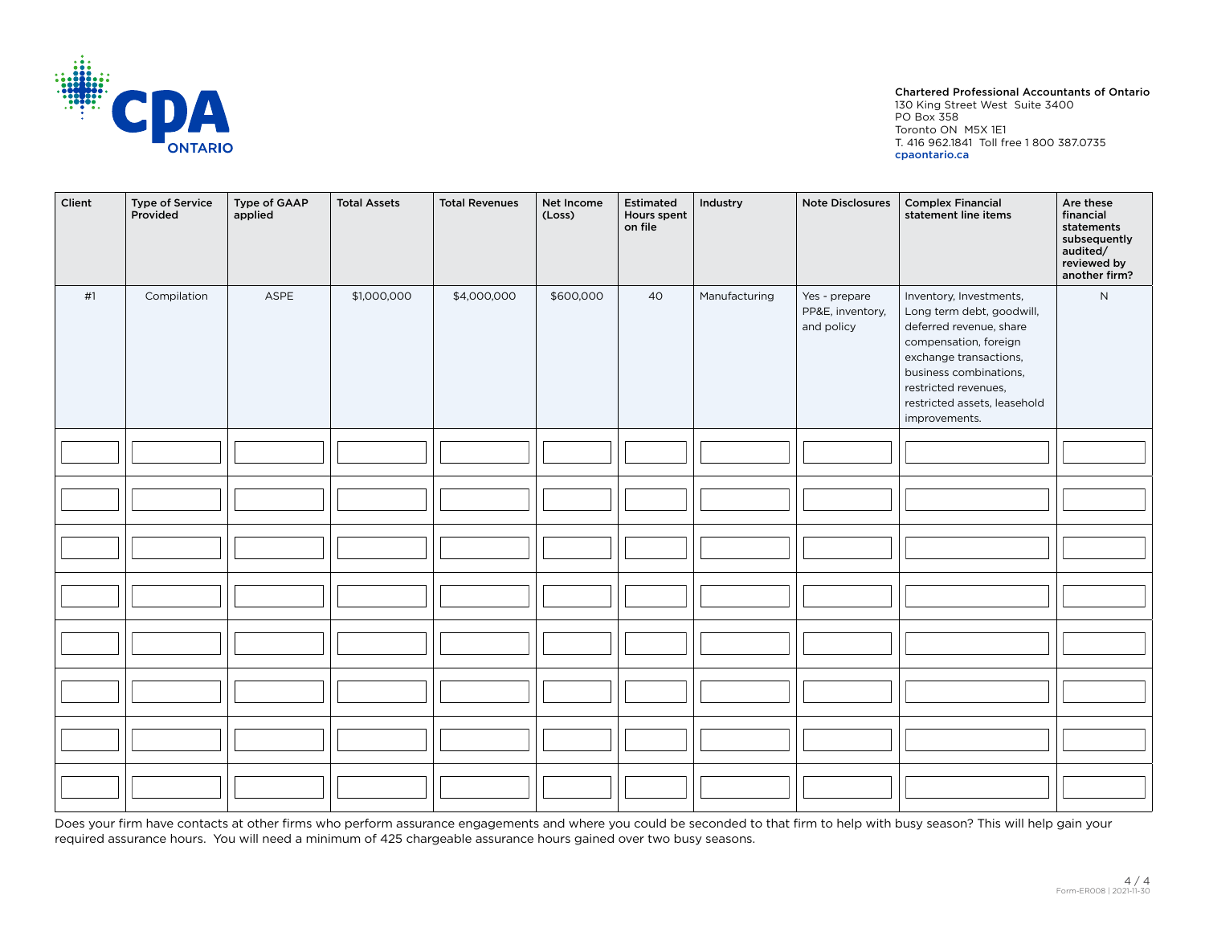Chartered Professional Accountants of Ontario
130 King Street West Suite 3400
PO Box 358
Toronto ON M5X 1E1
T. 416 962.1841 Toll free 1 800 387.0735
cpaontario.ca

| Client | Type of Service Provided | Type of GAAP applied | Total Assets | Total Revenues | Net Income (Loss) | Estimated Hours spent on file | Industry | Note Disclosures | Complex Financial statement line items | Are these financial statements subsequently audited/ reviewed by another firm? |
|---|---|---|---|---|---|---|---|---|---|---|
| #1 | Compilation | ASPE | $1,000,000 | $4,000,000 | $600,000 | 40 | Manufacturing | Yes - prepare PP&E, inventory, and policy | Inventory, Investments, Long term debt, goodwill, deferred revenue, share compensation, foreign exchange transactions, business combinations, restricted revenues, restricted assets, leasehold improvements. | N |
| | | | | | | | | | | |
| | | | | | | | | | | |
| | | | | | | | | | | |
| | | | | | | | | | | |
| | | | | | | | | | | |
| | | | | | | | | | | |
| | | | | | | | | | | |
| | | | | | | | | | | |

Does your firm have contacts at other firms who perform assurance engagements and where you could be seconded to that firm to help with busy season? This will help gain your required assurance hours. You will need a minimum of 425 chargeable assurance hours gained over two busy seasons.

Form-ER008 | 2021-11-30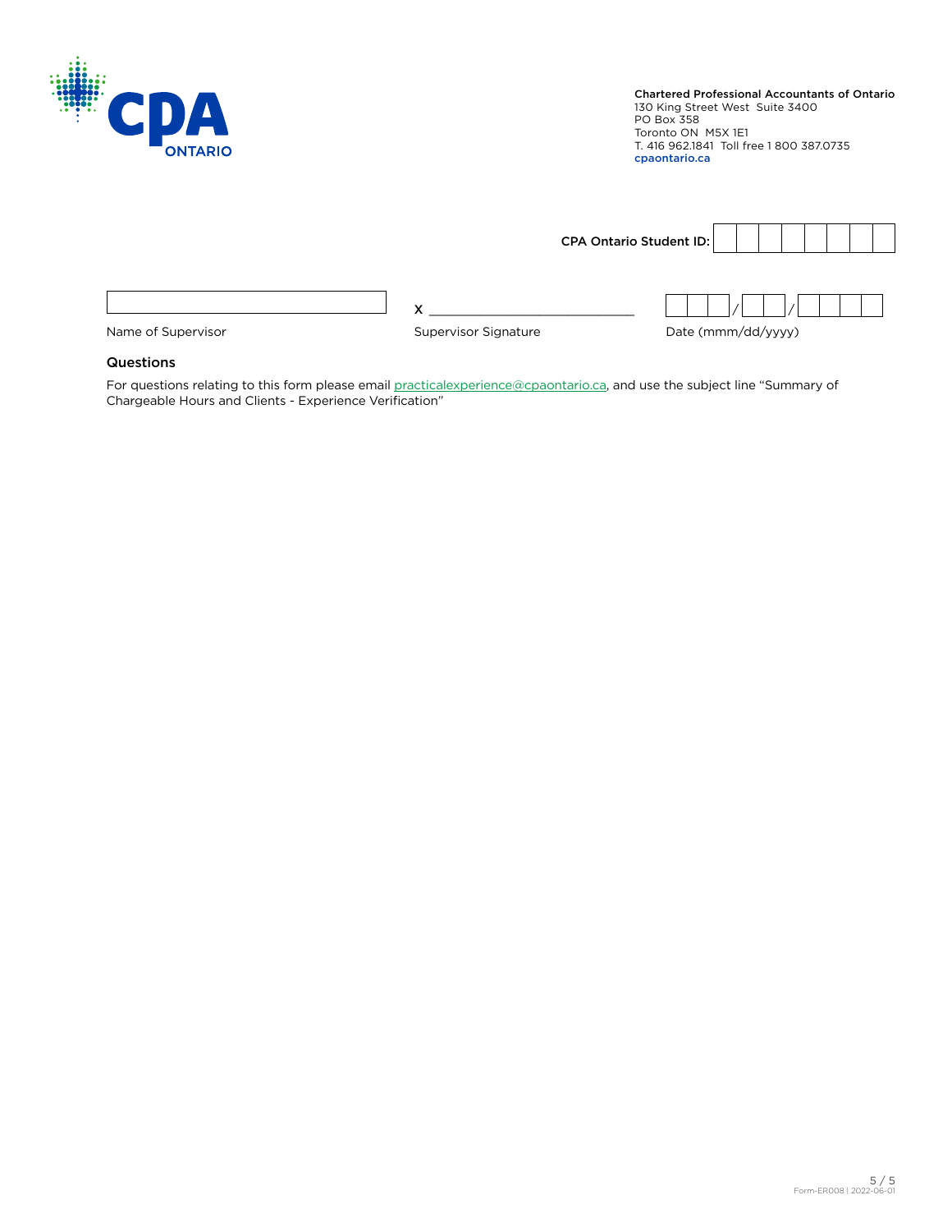Chartered Professional Accountants of Ontario
130 King Street West Suite 3400
PO Box 358
Toronto ON M5X 1E1
T. 416 962.1841 Toll free 1 800 387.0735
cpaontario.ca

CPA Ontario Student ID: | | | | | | | | |

| | | |
|---|---|---|
| | X ___________________________ | / / |
| Name of Supervisor | Supervisor Signature | Date (mmm/dd/yyyy) |

### Questions

For questions relating to this form please email practicalexperience@cpaontario.ca, and use the subject line "Summary of Chargeable Hours and Clients - Experience Verification"

Form-ER008 | 2022-06-01